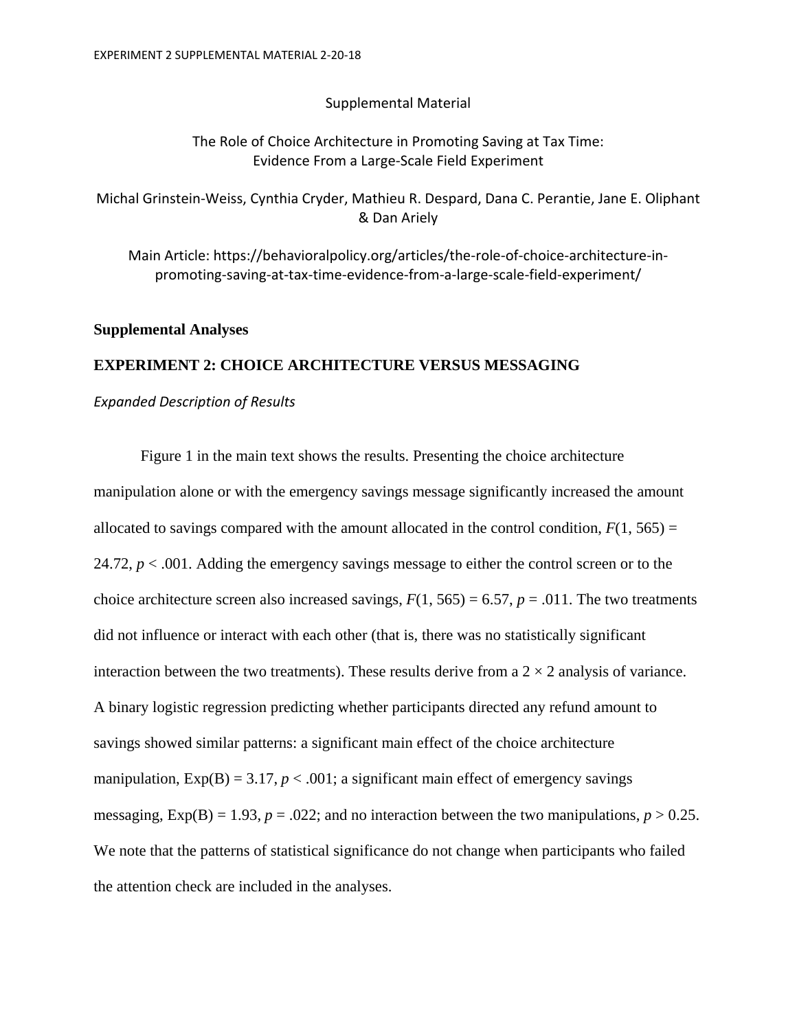Supplemental Material

The Role of Choice Architecture in Promoting Saving at Tax Time: Evidence From a Large-Scale Field Experiment

Michal Grinstein-Weiss, Cynthia Cryder, Mathieu R. Despard, Dana C. Perantie, Jane E. Oliphant & Dan Ariely

Main Article: https://behavioralpolicy.org/articles/the-role-of-choice-architecture-in-promoting-saving-at-tax-time-evidence-from-a-large-scale-field-experiment/

## Supplemental Analyses

## EXPERIMENT 2: CHOICE ARCHITECTURE VERSUS MESSAGING

*Expanded Description of Results*

Figure 1 in the main text shows the results. Presenting the choice architecture manipulation alone or with the emergency savings message significantly increased the amount allocated to savings compared with the amount allocated in the control condition, $F(1, 565) = 24.72$, $p < .001$. Adding the emergency savings message to either the control screen or to the choice architecture screen also increased savings, $F(1, 565) = 6.57$, $p = .011$. The two treatments did not influence or interact with each other (that is, there was no statistically significant interaction between the two treatments). These results derive from a $2 \times 2$ analysis of variance. A binary logistic regression predicting whether participants directed any refund amount to savings showed similar patterns: a significant main effect of the choice architecture manipulation, Exp(B) = 3.17, $p < .001$; a significant main effect of emergency savings messaging, Exp(B) = 1.93, $p = .022$; and no interaction between the two manipulations, $p > 0.25$. We note that the patterns of statistical significance do not change when participants who failed the attention check are included in the analyses.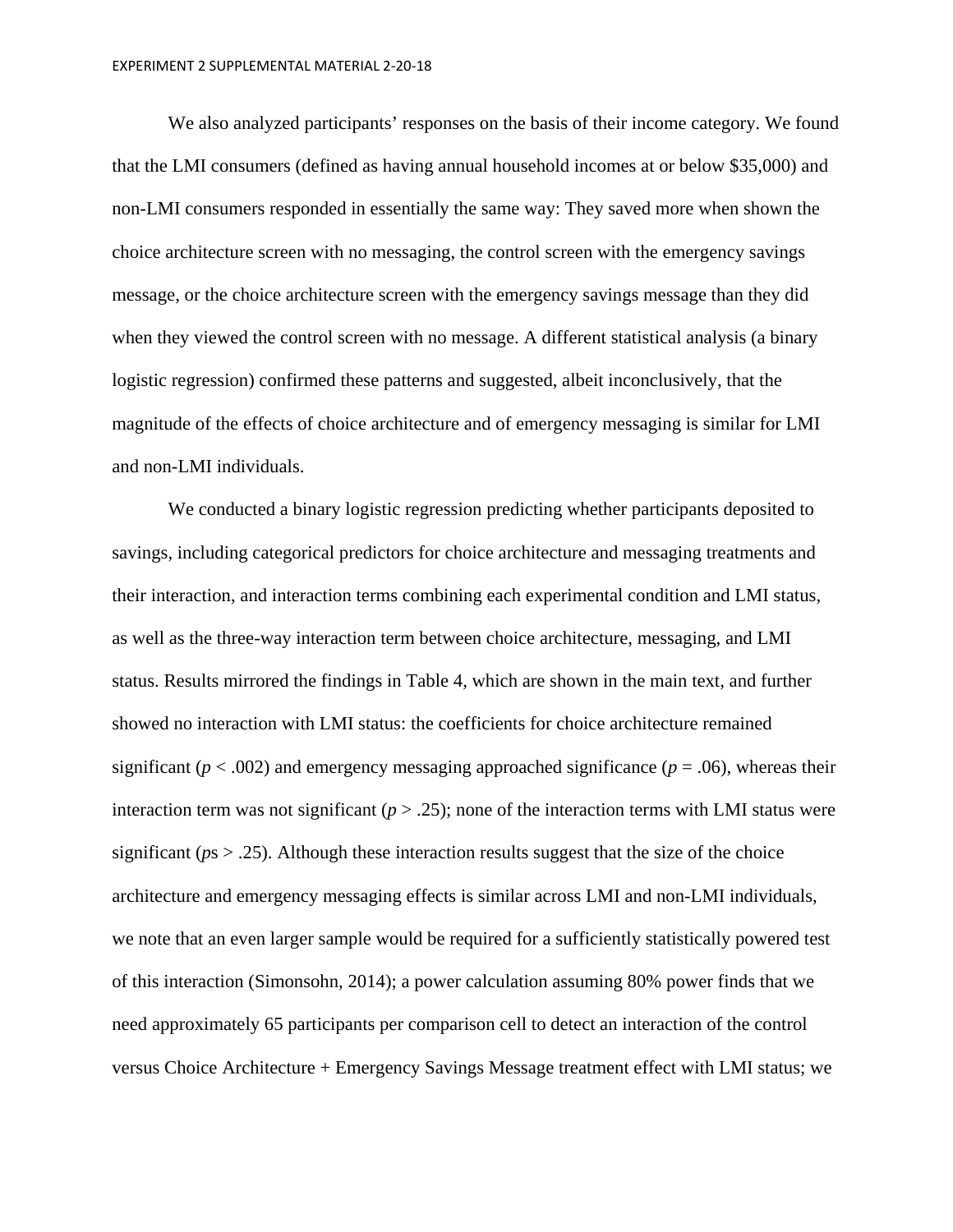We also analyzed participants' responses on the basis of their income category. We found that the LMI consumers (defined as having annual household incomes at or below $35,000) and non-LMI consumers responded in essentially the same way: They saved more when shown the choice architecture screen with no messaging, the control screen with the emergency savings message, or the choice architecture screen with the emergency savings message than they did when they viewed the control screen with no message. A different statistical analysis (a binary logistic regression) confirmed these patterns and suggested, albeit inconclusively, that the magnitude of the effects of choice architecture and of emergency messaging is similar for LMI and non-LMI individuals.

We conducted a binary logistic regression predicting whether participants deposited to savings, including categorical predictors for choice architecture and messaging treatments and their interaction, and interaction terms combining each experimental condition and LMI status, as well as the three-way interaction term between choice architecture, messaging, and LMI status. Results mirrored the findings in Table 4, which are shown in the main text, and further showed no interaction with LMI status: the coefficients for choice architecture remained significant ($p < .002$) and emergency messaging approached significance ($p = .06$), whereas their interaction term was not significant ($p > .25$); none of the interaction terms with LMI status were significant ($p$s $> .25$). Although these interaction results suggest that the size of the choice architecture and emergency messaging effects is similar across LMI and non-LMI individuals, we note that an even larger sample would be required for a sufficiently statistically powered test of this interaction (Simonsohn, 2014); a power calculation assuming 80% power finds that we need approximately 65 participants per comparison cell to detect an interaction of the control versus Choice Architecture + Emergency Savings Message treatment effect with LMI status; we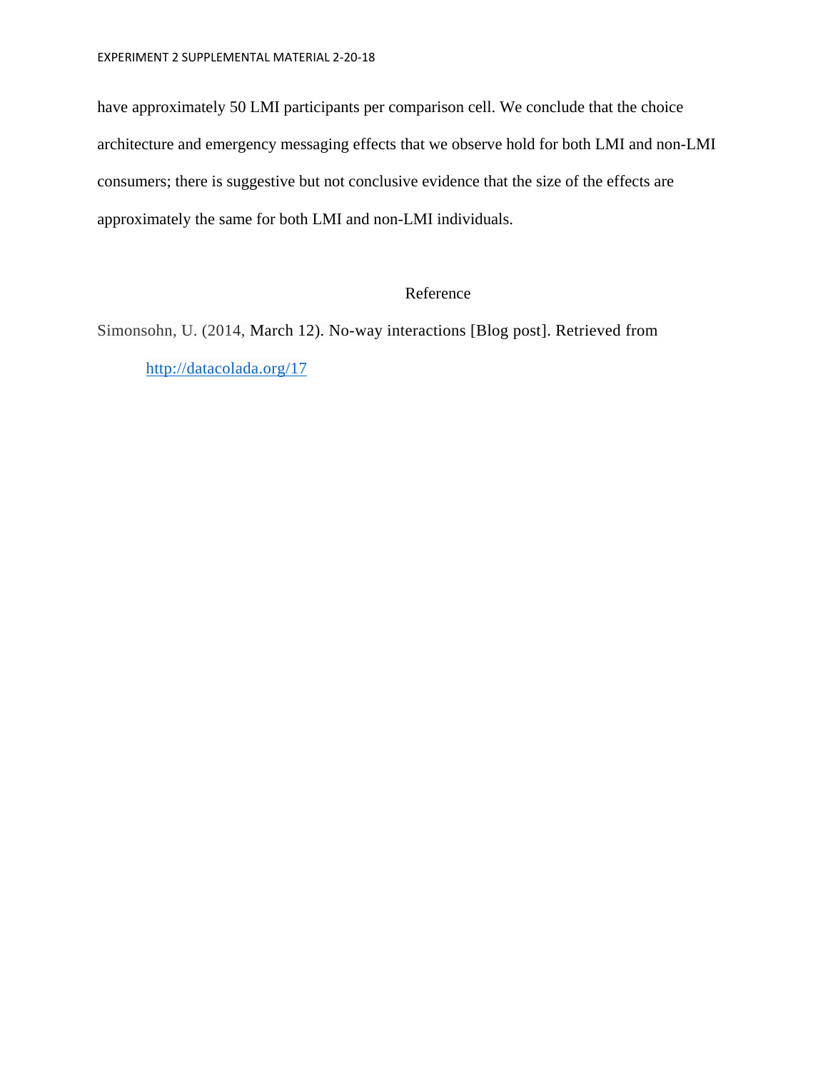have approximately 50 LMI participants per comparison cell. We conclude that the choice architecture and emergency messaging effects that we observe hold for both LMI and non-LMI consumers; there is suggestive but not conclusive evidence that the size of the effects are approximately the same for both LMI and non-LMI individuals.

## Reference

Simonsohn, U. (2014, March 12). No-way interactions [Blog post]. Retrieved from http://datacolada.org/17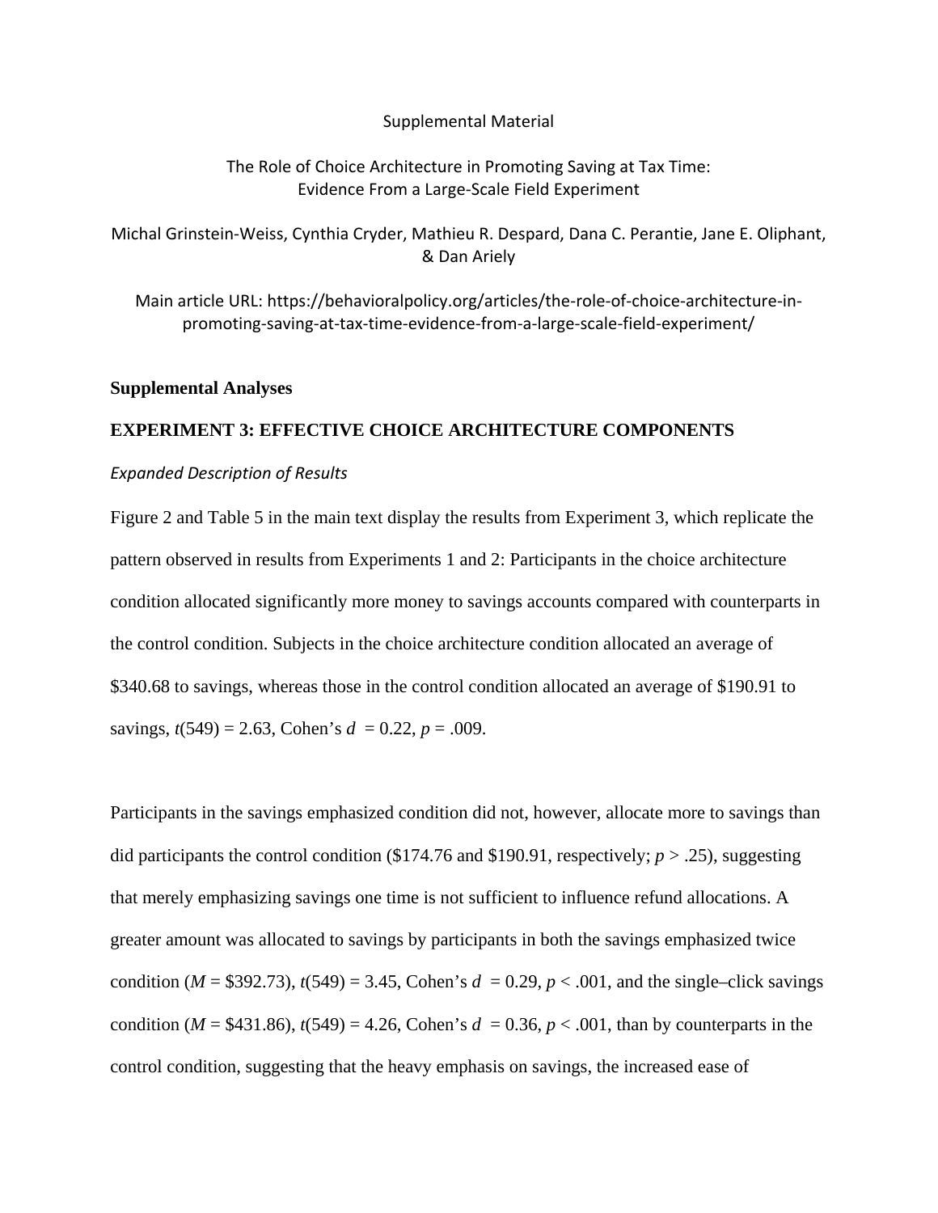Supplemental Material

The Role of Choice Architecture in Promoting Saving at Tax Time:
Evidence From a Large-Scale Field Experiment

Michal Grinstein-Weiss, Cynthia Cryder, Mathieu R. Despard, Dana C. Perantie, Jane E. Oliphant, & Dan Ariely

Main article URL: https://behavioralpolicy.org/articles/the-role-of-choice-architecture-in-promoting-saving-at-tax-time-evidence-from-a-large-scale-field-experiment/

## Supplemental Analyses

## EXPERIMENT 3: EFFECTIVE CHOICE ARCHITECTURE COMPONENTS

*Expanded Description of Results*

Figure 2 and Table 5 in the main text display the results from Experiment 3, which replicate the pattern observed in results from Experiments 1 and 2: Participants in the choice architecture condition allocated significantly more money to savings accounts compared with counterparts in the control condition. Subjects in the choice architecture condition allocated an average of \$340.68 to savings, whereas those in the control condition allocated an average of \$190.91 to savings, $t(549) = 2.63$, Cohen's $d = 0.22$, $p = .009$.

Participants in the savings emphasized condition did not, however, allocate more to savings than did participants the control condition (\$174.76 and \$190.91, respectively; $p > .25$), suggesting that merely emphasizing savings one time is not sufficient to influence refund allocations. A greater amount was allocated to savings by participants in both the savings emphasized twice condition ($M =$ \$392.73), $t(549) = 3.45$, Cohen's $d = 0.29$, $p < .001$, and the single–click savings condition ($M =$ \$431.86), $t(549) = 4.26$, Cohen's $d = 0.36$, $p < .001$, than by counterparts in the control condition, suggesting that the heavy emphasis on savings, the increased ease of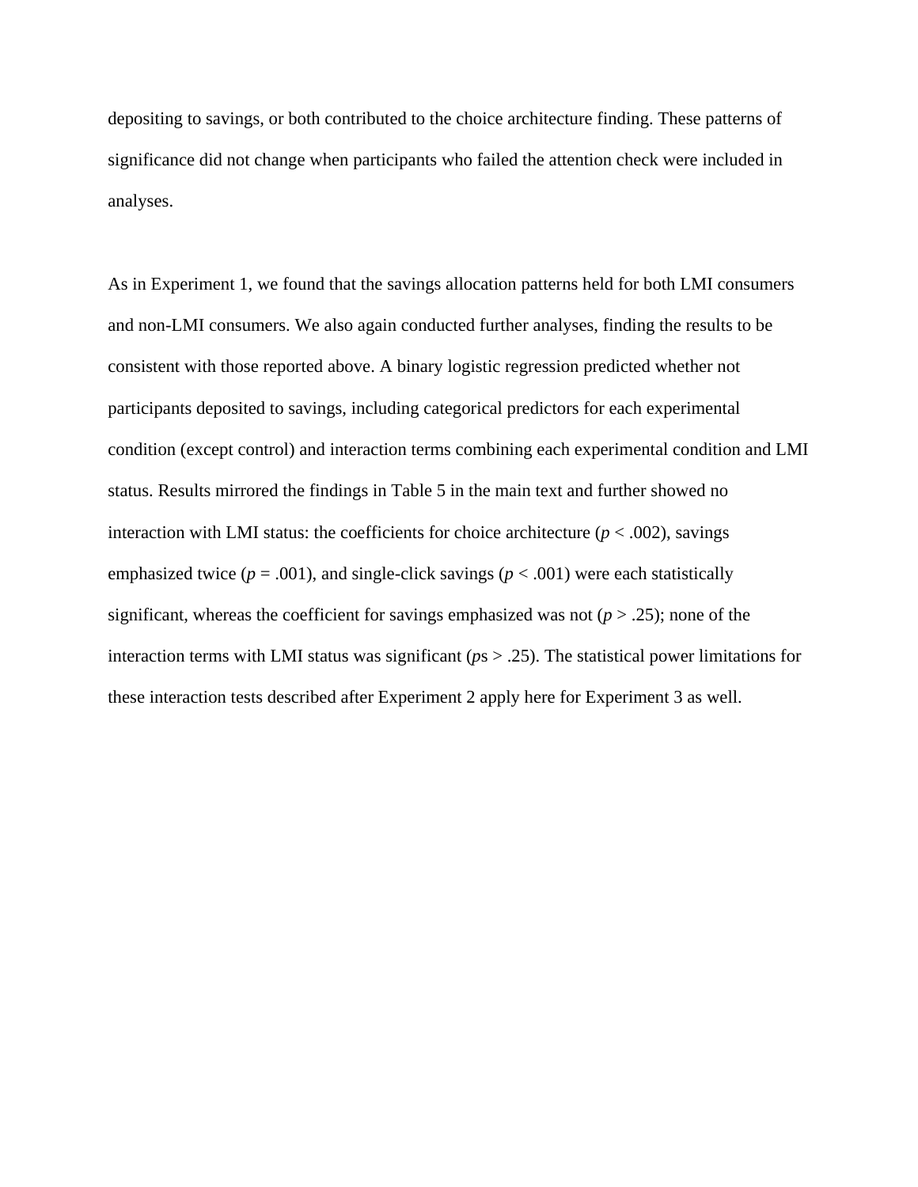depositing to savings, or both contributed to the choice architecture finding. These patterns of significance did not change when participants who failed the attention check were included in analyses.

As in Experiment 1, we found that the savings allocation patterns held for both LMI consumers and non-LMI consumers. We also again conducted further analyses, finding the results to be consistent with those reported above. A binary logistic regression predicted whether not participants deposited to savings, including categorical predictors for each experimental condition (except control) and interaction terms combining each experimental condition and LMI status. Results mirrored the findings in Table 5 in the main text and further showed no interaction with LMI status: the coefficients for choice architecture ($p < .002$), savings emphasized twice ($p = .001$), and single-click savings ($p < .001$) were each statistically significant, whereas the coefficient for savings emphasized was not ($p > .25$); none of the interaction terms with LMI status was significant (*p*s > .25). The statistical power limitations for these interaction tests described after Experiment 2 apply here for Experiment 3 as well.